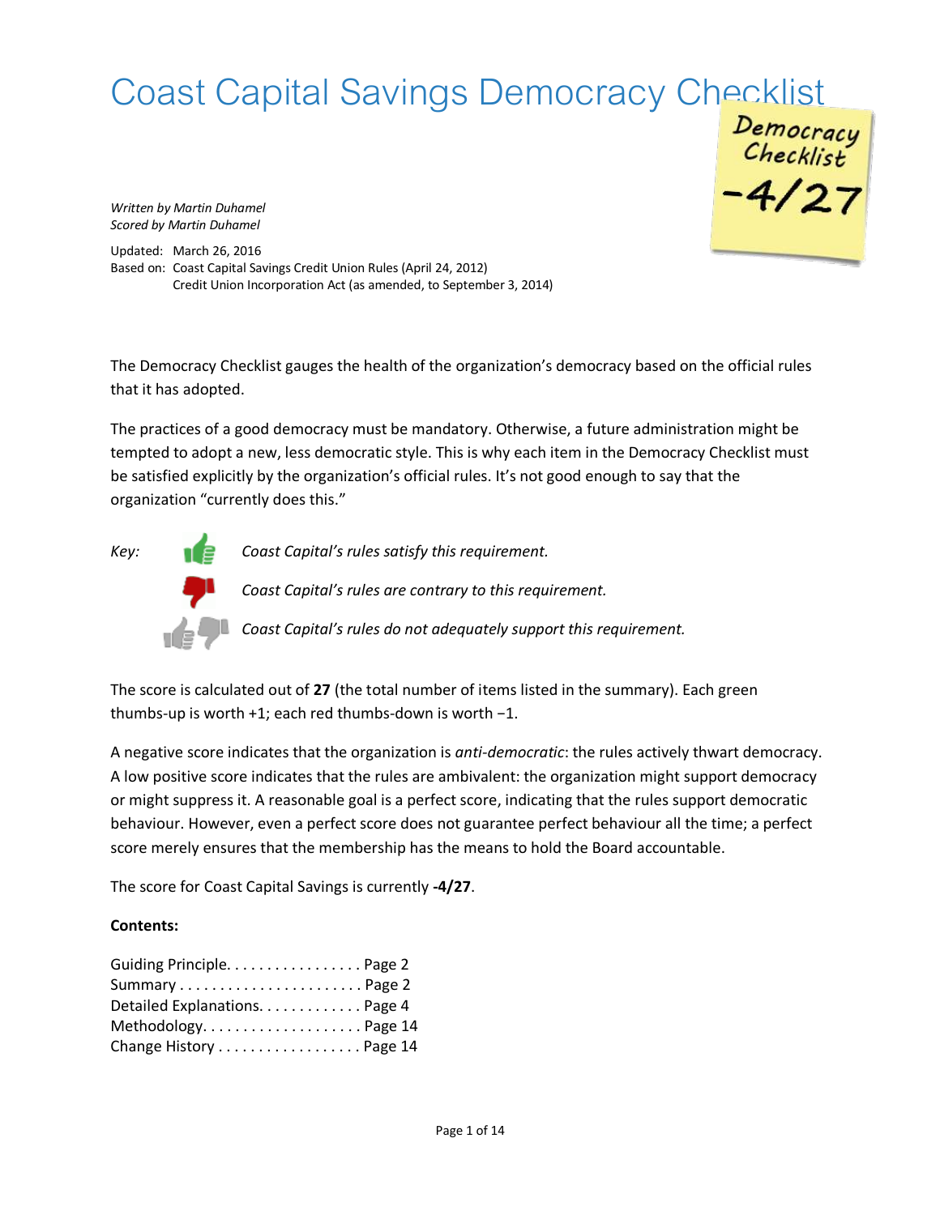# Coast Capital Savings Democracy Checklist

Democracy Checklist -4/27

*Written by Martin Duhamel*
*Scored by Martin Duhamel*

Updated: March 26, 2016
Based on: Coast Capital Savings Credit Union Rules (April 24, 2012)
Credit Union Incorporation Act (as amended, to September 3, 2014)

The Democracy Checklist gauges the health of the organization's democracy based on the official rules that it has adopted.

The practices of a good democracy must be mandatory. Otherwise, a future administration might be tempted to adopt a new, less democratic style. This is why each item in the Democracy Checklist must be satisfied explicitly by the organization's official rules. It's not good enough to say that the organization "currently does this."

*Key:*

- *Coast Capital's rules satisfy this requirement.*
- *Coast Capital's rules are contrary to this requirement.*
- *Coast Capital's rules do not adequately support this requirement.*

The score is calculated out of **27** (the total number of items listed in the summary). Each green thumbs-up is worth +1; each red thumbs-down is worth −1.

A negative score indicates that the organization is *anti-democratic*: the rules actively thwart democracy. A low positive score indicates that the rules are ambivalent: the organization might support democracy or might suppress it. A reasonable goal is a perfect score, indicating that the rules support democratic behaviour. However, even a perfect score does not guarantee perfect behaviour all the time; a perfect score merely ensures that the membership has the means to hold the Board accountable.

The score for Coast Capital Savings is currently **-4/27**.

**Contents:**

Guiding Principle. . . . . . . . . . . . . . . . . Page 2
Summary . . . . . . . . . . . . . . . . . . . . . . . Page 2
Detailed Explanations. . . . . . . . . . . . . Page 4
Methodology. . . . . . . . . . . . . . . . . . . . Page 14
Change History . . . . . . . . . . . . . . . . . . Page 14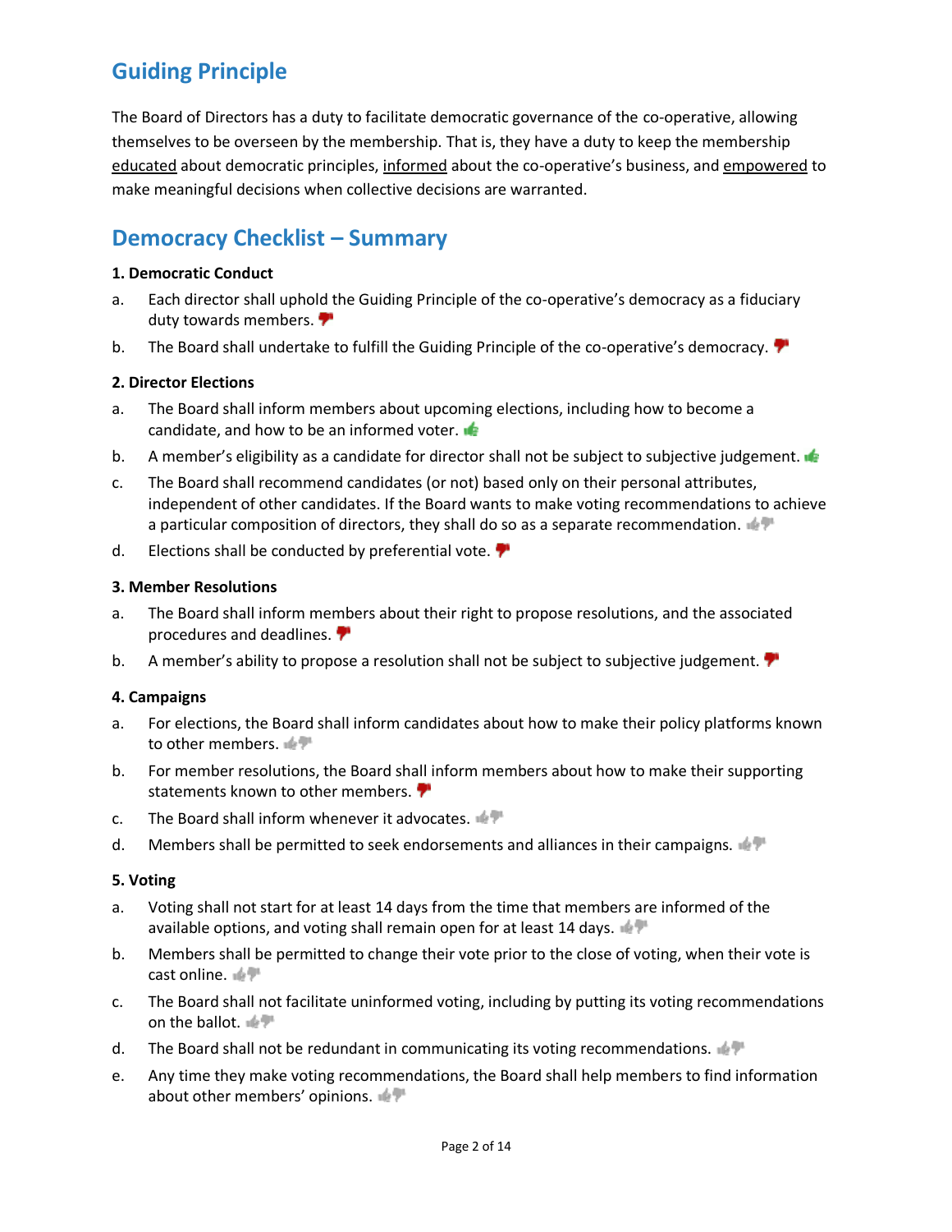## Guiding Principle

The Board of Directors has a duty to facilitate democratic governance of the co-operative, allowing themselves to be overseen by the membership. That is, they have a duty to keep the membership educated about democratic principles, informed about the co-operative's business, and empowered to make meaningful decisions when collective decisions are warranted.

## Democracy Checklist – Summary

**1. Democratic Conduct**

a. Each director shall uphold the Guiding Principle of the co-operative's democracy as a fiduciary duty towards members.

b. The Board shall undertake to fulfill the Guiding Principle of the co-operative's democracy.

**2. Director Elections**

a. The Board shall inform members about upcoming elections, including how to become a candidate, and how to be an informed voter.

b. A member's eligibility as a candidate for director shall not be subject to subjective judgement.

c. The Board shall recommend candidates (or not) based only on their personal attributes, independent of other candidates. If the Board wants to make voting recommendations to achieve a particular composition of directors, they shall do so as a separate recommendation.

d. Elections shall be conducted by preferential vote.

**3. Member Resolutions**

a. The Board shall inform members about their right to propose resolutions, and the associated procedures and deadlines.

b. A member's ability to propose a resolution shall not be subject to subjective judgement.

**4. Campaigns**

a. For elections, the Board shall inform candidates about how to make their policy platforms known to other members.

b. For member resolutions, the Board shall inform members about how to make their supporting statements known to other members.

c. The Board shall inform whenever it advocates.

d. Members shall be permitted to seek endorsements and alliances in their campaigns.

**5. Voting**

a. Voting shall not start for at least 14 days from the time that members are informed of the available options, and voting shall remain open for at least 14 days.

b. Members shall be permitted to change their vote prior to the close of voting, when their vote is cast online.

c. The Board shall not facilitate uninformed voting, including by putting its voting recommendations on the ballot.

d. The Board shall not be redundant in communicating its voting recommendations.

e. Any time they make voting recommendations, the Board shall help members to find information about other members' opinions.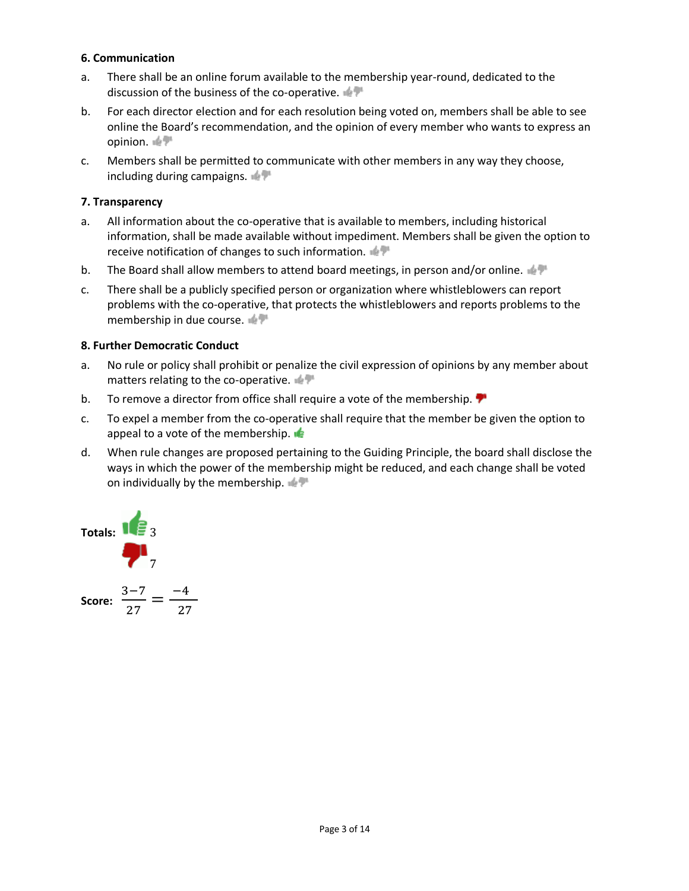### 6. Communication

a. There shall be an online forum available to the membership year-round, dedicated to the discussion of the business of the co-operative.

b. For each director election and for each resolution being voted on, members shall be able to see online the Board's recommendation, and the opinion of every member who wants to express an opinion.

c. Members shall be permitted to communicate with other members in any way they choose, including during campaigns.

### 7. Transparency

a. All information about the co-operative that is available to members, including historical information, shall be made available without impediment. Members shall be given the option to receive notification of changes to such information.

b. The Board shall allow members to attend board meetings, in person and/or online.

c. There shall be a publicly specified person or organization where whistleblowers can report problems with the co-operative, that protects the whistleblowers and reports problems to the membership in due course.

### 8. Further Democratic Conduct

a. No rule or policy shall prohibit or penalize the civil expression of opinions by any member about matters relating to the co-operative.

b. To remove a director from office shall require a vote of the membership. 👎

c. To expel a member from the co-operative shall require that the member be given the option to appeal to a vote of the membership. 👍

d. When rule changes are proposed pertaining to the Guiding Principle, the board shall disclose the ways in which the power of the membership might be reduced, and each change shall be voted on individually by the membership.

**Totals:** 👍 3
👎 7

**Score:** $\frac{3-7}{27} = \frac{-4}{27}$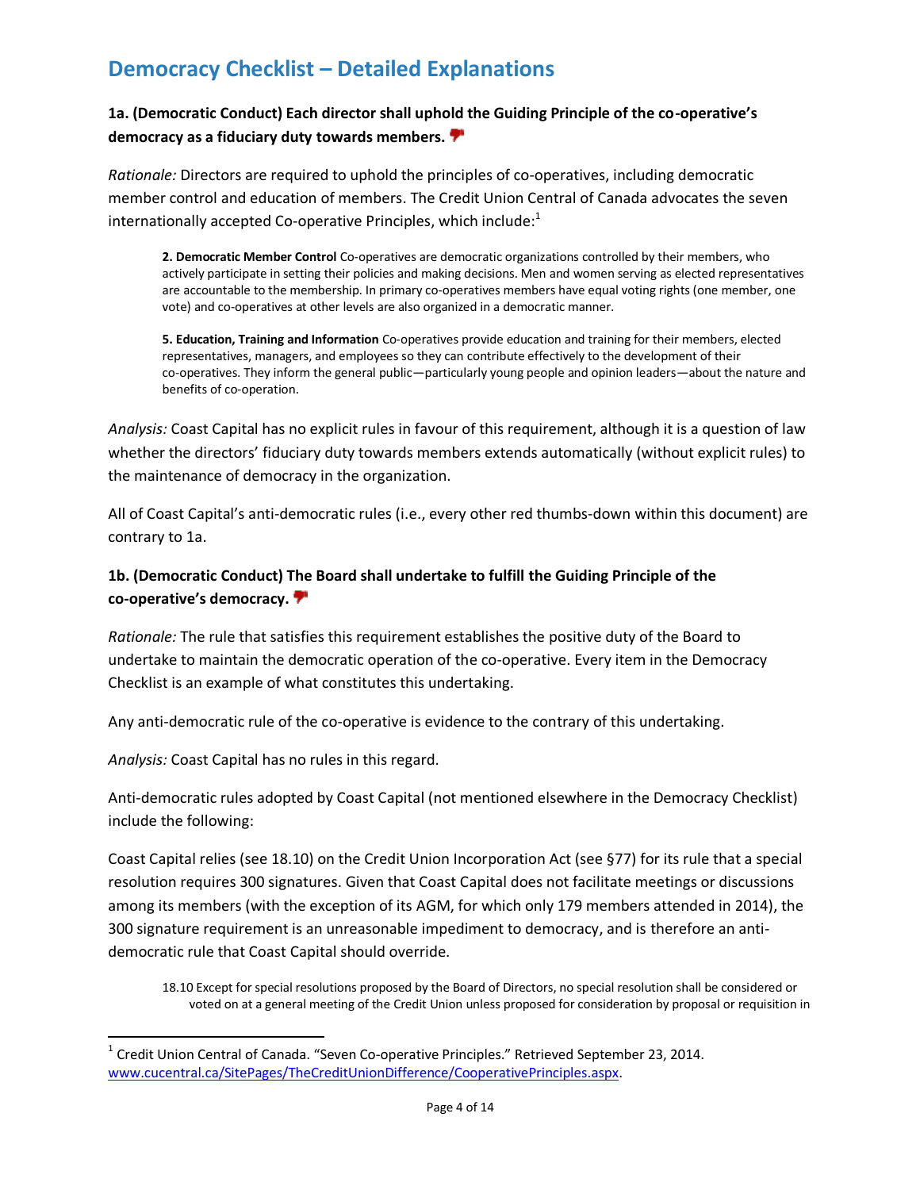# Democracy Checklist – Detailed Explanations

### 1a. (Democratic Conduct) Each director shall uphold the Guiding Principle of the co-operative's democracy as a fiduciary duty towards members.

*Rationale:* Directors are required to uphold the principles of co-operatives, including democratic member control and education of members. The Credit Union Central of Canada advocates the seven internationally accepted Co-operative Principles, which include:[1]

> **2. Democratic Member Control** Co-operatives are democratic organizations controlled by their members, who actively participate in setting their policies and making decisions. Men and women serving as elected representatives are accountable to the membership. In primary co-operatives members have equal voting rights (one member, one vote) and co-operatives at other levels are also organized in a democratic manner.
>
> **5. Education, Training and Information** Co-operatives provide education and training for their members, elected representatives, managers, and employees so they can contribute effectively to the development of their co-operatives. They inform the general public—particularly young people and opinion leaders—about the nature and benefits of co-operation.

*Analysis:* Coast Capital has no explicit rules in favour of this requirement, although it is a question of law whether the directors' fiduciary duty towards members extends automatically (without explicit rules) to the maintenance of democracy in the organization.

All of Coast Capital's anti-democratic rules (i.e., every other red thumbs-down within this document) are contrary to 1a.

### 1b. (Democratic Conduct) The Board shall undertake to fulfill the Guiding Principle of the co-operative's democracy.

*Rationale:* The rule that satisfies this requirement establishes the positive duty of the Board to undertake to maintain the democratic operation of the co-operative. Every item in the Democracy Checklist is an example of what constitutes this undertaking.

Any anti-democratic rule of the co-operative is evidence to the contrary of this undertaking.

*Analysis:* Coast Capital has no rules in this regard.

Anti-democratic rules adopted by Coast Capital (not mentioned elsewhere in the Democracy Checklist) include the following:

Coast Capital relies (see 18.10) on the Credit Union Incorporation Act (see §77) for its rule that a special resolution requires 300 signatures. Given that Coast Capital does not facilitate meetings or discussions among its members (with the exception of its AGM, for which only 179 members attended in 2014), the 300 signature requirement is an unreasonable impediment to democracy, and is therefore an anti-democratic rule that Coast Capital should override.

> 18.10 Except for special resolutions proposed by the Board of Directors, no special resolution shall be considered or voted on at a general meeting of the Credit Union unless proposed for consideration by proposal or requisition in

---

[1] Credit Union Central of Canada. "Seven Co-operative Principles." Retrieved September 23, 2014. www.cucentral.ca/SitePages/TheCreditUnionDifference/CooperativePrinciples.aspx.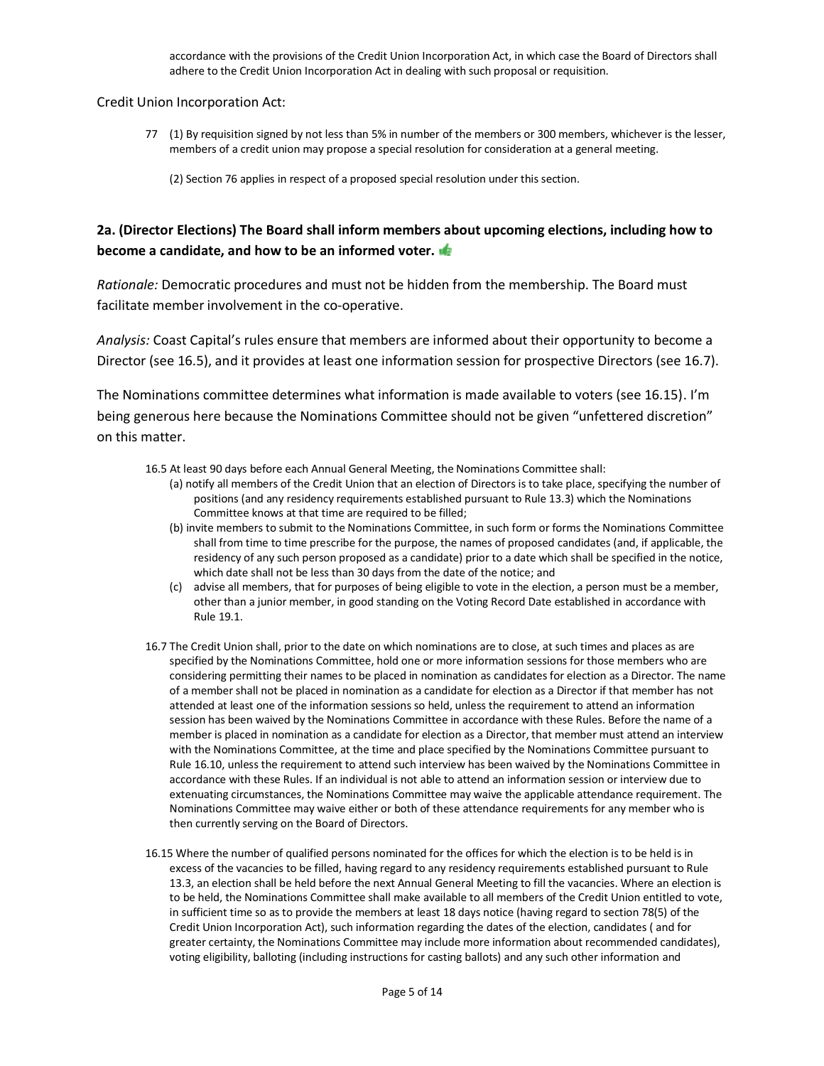accordance with the provisions of the Credit Union Incorporation Act, in which case the Board of Directors shall adhere to the Credit Union Incorporation Act in dealing with such proposal or requisition.

Credit Union Incorporation Act:

> 77 (1) By requisition signed by not less than 5% in number of the members or 300 members, whichever is the lesser, members of a credit union may propose a special resolution for consideration at a general meeting.
>
> (2) Section 76 applies in respect of a proposed special resolution under this section.

## 2a. (Director Elections) The Board shall inform members about upcoming elections, including how to become a candidate, and how to be an informed voter. 👍

*Rationale:* Democratic procedures and must not be hidden from the membership. The Board must facilitate member involvement in the co-operative.

*Analysis:* Coast Capital's rules ensure that members are informed about their opportunity to become a Director (see 16.5), and it provides at least one information session for prospective Directors (see 16.7).

The Nominations committee determines what information is made available to voters (see 16.15). I'm being generous here because the Nominations Committee should not be given "unfettered discretion" on this matter.

> 16.5 At least 90 days before each Annual General Meeting, the Nominations Committee shall:
>
> (a) notify all members of the Credit Union that an election of Directors is to take place, specifying the number of positions (and any residency requirements established pursuant to Rule 13.3) which the Nominations Committee knows at that time are required to be filled;
>
> (b) invite members to submit to the Nominations Committee, in such form or forms the Nominations Committee shall from time to time prescribe for the purpose, the names of proposed candidates (and, if applicable, the residency of any such person proposed as a candidate) prior to a date which shall be specified in the notice, which date shall not be less than 30 days from the date of the notice; and
>
> (c) advise all members, that for purposes of being eligible to vote in the election, a person must be a member, other than a junior member, in good standing on the Voting Record Date established in accordance with Rule 19.1.
>
> 16.7 The Credit Union shall, prior to the date on which nominations are to close, at such times and places as are specified by the Nominations Committee, hold one or more information sessions for those members who are considering permitting their names to be placed in nomination as candidates for election as a Director. The name of a member shall not be placed in nomination as a candidate for election as a Director if that member has not attended at least one of the information sessions so held, unless the requirement to attend an information session has been waived by the Nominations Committee in accordance with these Rules. Before the name of a member is placed in nomination as a candidate for election as a Director, that member must attend an interview with the Nominations Committee, at the time and place specified by the Nominations Committee pursuant to Rule 16.10, unless the requirement to attend such interview has been waived by the Nominations Committee in accordance with these Rules. If an individual is not able to attend an information session or interview due to extenuating circumstances, the Nominations Committee may waive the applicable attendance requirement. The Nominations Committee may waive either or both of these attendance requirements for any member who is then currently serving on the Board of Directors.
>
> 16.15 Where the number of qualified persons nominated for the offices for which the election is to be held is in excess of the vacancies to be filled, having regard to any residency requirements established pursuant to Rule 13.3, an election shall be held before the next Annual General Meeting to fill the vacancies. Where an election is to be held, the Nominations Committee shall make available to all members of the Credit Union entitled to vote, in sufficient time so as to provide the members at least 18 days notice (having regard to section 78(5) of the Credit Union Incorporation Act), such information regarding the dates of the election, candidates ( and for greater certainty, the Nominations Committee may include more information about recommended candidates), voting eligibility, balloting (including instructions for casting ballots) and any such other information and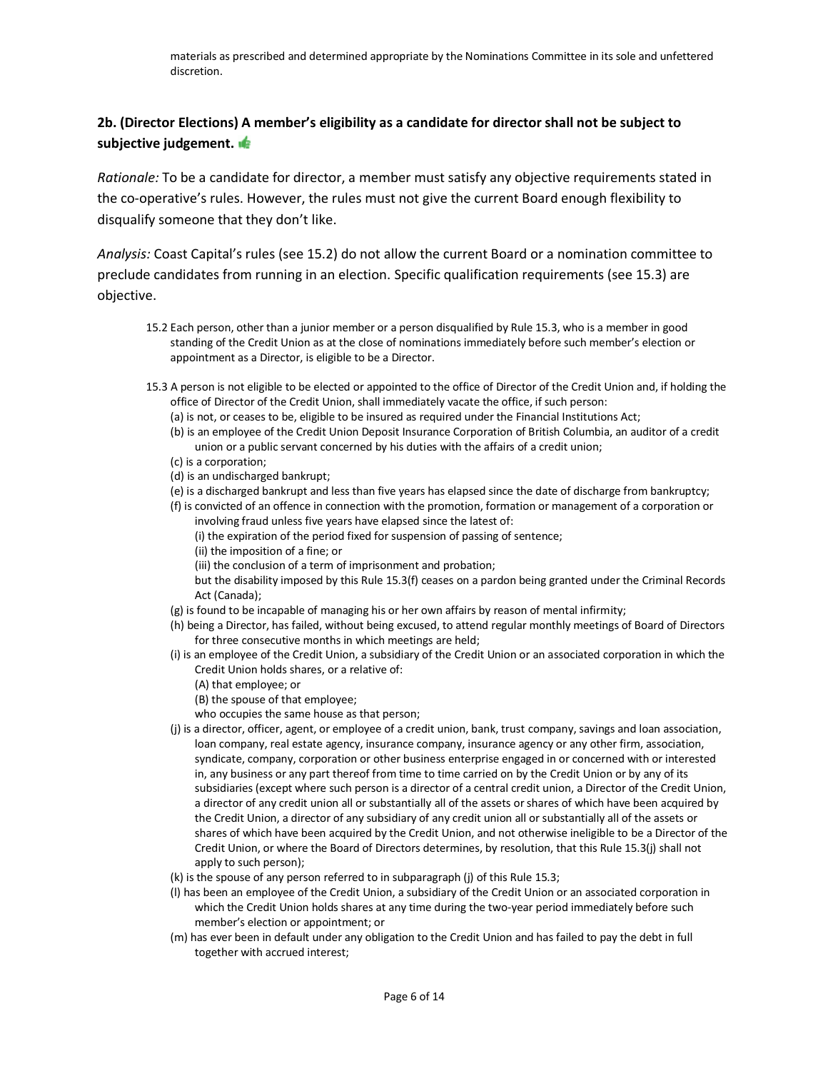materials as prescribed and determined appropriate by the Nominations Committee in its sole and unfettered discretion.

## 2b. (Director Elections) A member's eligibility as a candidate for director shall not be subject to subjective judgement.

*Rationale:* To be a candidate for director, a member must satisfy any objective requirements stated in the co-operative's rules. However, the rules must not give the current Board enough flexibility to disqualify someone that they don't like.

*Analysis:* Coast Capital's rules (see 15.2) do not allow the current Board or a nomination committee to preclude candidates from running in an election. Specific qualification requirements (see 15.3) are objective.

> 15.2 Each person, other than a junior member or a person disqualified by Rule 15.3, who is a member in good standing of the Credit Union as at the close of nominations immediately before such member's election or appointment as a Director, is eligible to be a Director.
>
> 15.3 A person is not eligible to be elected or appointed to the office of Director of the Credit Union and, if holding the office of Director of the Credit Union, shall immediately vacate the office, if such person:
>
> (a) is not, or ceases to be, eligible to be insured as required under the Financial Institutions Act;
>
> (b) is an employee of the Credit Union Deposit Insurance Corporation of British Columbia, an auditor of a credit union or a public servant concerned by his duties with the affairs of a credit union;
>
> (c) is a corporation;
>
> (d) is an undischarged bankrupt;
>
> (e) is a discharged bankrupt and less than five years has elapsed since the date of discharge from bankruptcy;
>
> (f) is convicted of an offence in connection with the promotion, formation or management of a corporation or involving fraud unless five years have elapsed since the latest of:
>
> (i) the expiration of the period fixed for suspension of passing of sentence;
>
> (ii) the imposition of a fine; or
>
> (iii) the conclusion of a term of imprisonment and probation;
>
> but the disability imposed by this Rule 15.3(f) ceases on a pardon being granted under the Criminal Records Act (Canada);
>
> (g) is found to be incapable of managing his or her own affairs by reason of mental infirmity;
>
> (h) being a Director, has failed, without being excused, to attend regular monthly meetings of Board of Directors for three consecutive months in which meetings are held;
>
> (i) is an employee of the Credit Union, a subsidiary of the Credit Union or an associated corporation in which the Credit Union holds shares, or a relative of:
>
> (A) that employee; or
>
> (B) the spouse of that employee;
>
> who occupies the same house as that person;
>
> (j) is a director, officer, agent, or employee of a credit union, bank, trust company, savings and loan association, loan company, real estate agency, insurance company, insurance agency or any other firm, association, syndicate, company, corporation or other business enterprise engaged in or concerned with or interested in, any business or any part thereof from time to time carried on by the Credit Union or by any of its subsidiaries (except where such person is a director of a central credit union, a Director of the Credit Union, a director of any credit union all or substantially all of the assets or shares of which have been acquired by the Credit Union, a director of any subsidiary of any credit union all or substantially all of the assets or shares of which have been acquired by the Credit Union, and not otherwise ineligible to be a Director of the Credit Union, or where the Board of Directors determines, by resolution, that this Rule 15.3(j) shall not apply to such person);
>
> (k) is the spouse of any person referred to in subparagraph (j) of this Rule 15.3;
>
> (l) has been an employee of the Credit Union, a subsidiary of the Credit Union or an associated corporation in which the Credit Union holds shares at any time during the two-year period immediately before such member's election or appointment; or
>
> (m) has ever been in default under any obligation to the Credit Union and has failed to pay the debt in full together with accrued interest;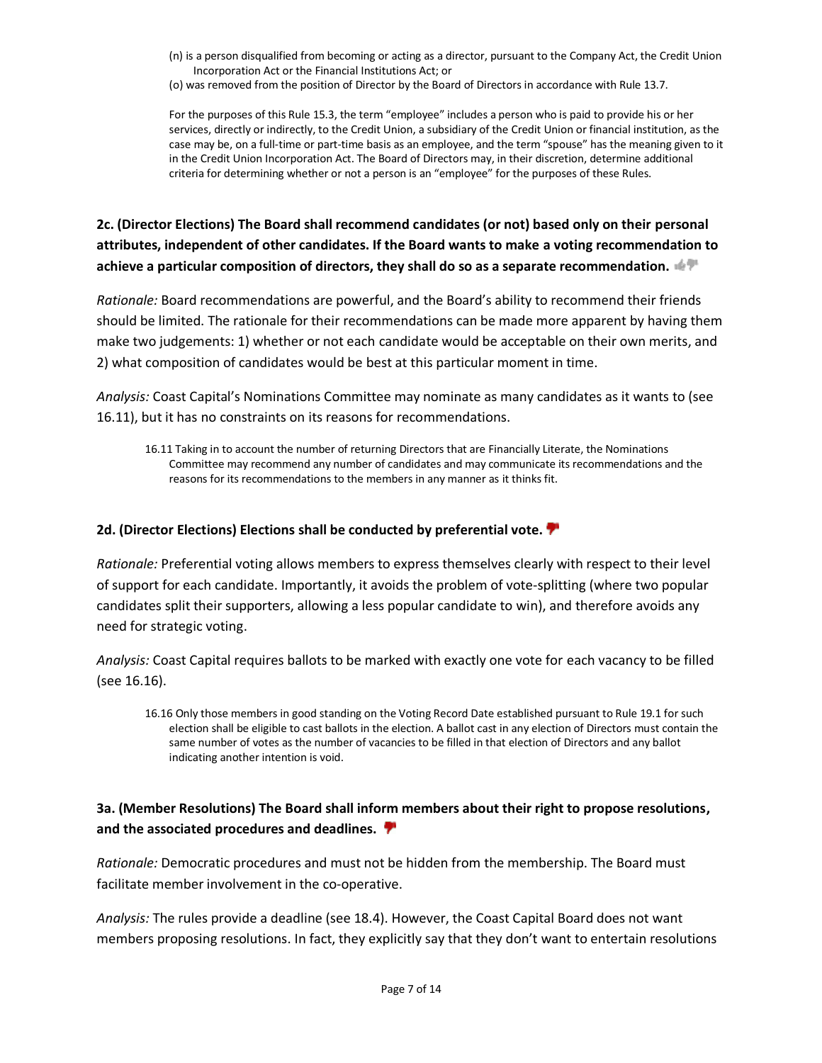(n) is a person disqualified from becoming or acting as a director, pursuant to the Company Act, the Credit Union Incorporation Act or the Financial Institutions Act; or

(o) was removed from the position of Director by the Board of Directors in accordance with Rule 13.7.

For the purposes of this Rule 15.3, the term "employee" includes a person who is paid to provide his or her services, directly or indirectly, to the Credit Union, a subsidiary of the Credit Union or financial institution, as the case may be, on a full-time or part-time basis as an employee, and the term "spouse" has the meaning given to it in the Credit Union Incorporation Act. The Board of Directors may, in their discretion, determine additional criteria for determining whether or not a person is an "employee" for the purposes of these Rules.

**2c. (Director Elections) The Board shall recommend candidates (or not) based only on their personal attributes, independent of other candidates. If the Board wants to make a voting recommendation to achieve a particular composition of directors, they shall do so as a separate recommendation.**

*Rationale:* Board recommendations are powerful, and the Board's ability to recommend their friends should be limited. The rationale for their recommendations can be made more apparent by having them make two judgements: 1) whether or not each candidate would be acceptable on their own merits, and 2) what composition of candidates would be best at this particular moment in time.

*Analysis:* Coast Capital's Nominations Committee may nominate as many candidates as it wants to (see 16.11), but it has no constraints on its reasons for recommendations.

> 16.11 Taking in to account the number of returning Directors that are Financially Literate, the Nominations Committee may recommend any number of candidates and may communicate its recommendations and the reasons for its recommendations to the members in any manner as it thinks fit.

**2d. (Director Elections) Elections shall be conducted by preferential vote.**

*Rationale:* Preferential voting allows members to express themselves clearly with respect to their level of support for each candidate. Importantly, it avoids the problem of vote-splitting (where two popular candidates split their supporters, allowing a less popular candidate to win), and therefore avoids any need for strategic voting.

*Analysis:* Coast Capital requires ballots to be marked with exactly one vote for each vacancy to be filled (see 16.16).

> 16.16 Only those members in good standing on the Voting Record Date established pursuant to Rule 19.1 for such election shall be eligible to cast ballots in the election. A ballot cast in any election of Directors must contain the same number of votes as the number of vacancies to be filled in that election of Directors and any ballot indicating another intention is void.

**3a. (Member Resolutions) The Board shall inform members about their right to propose resolutions, and the associated procedures and deadlines.**

*Rationale:* Democratic procedures and must not be hidden from the membership. The Board must facilitate member involvement in the co-operative.

*Analysis:* The rules provide a deadline (see 18.4). However, the Coast Capital Board does not want members proposing resolutions. In fact, they explicitly say that they don't want to entertain resolutions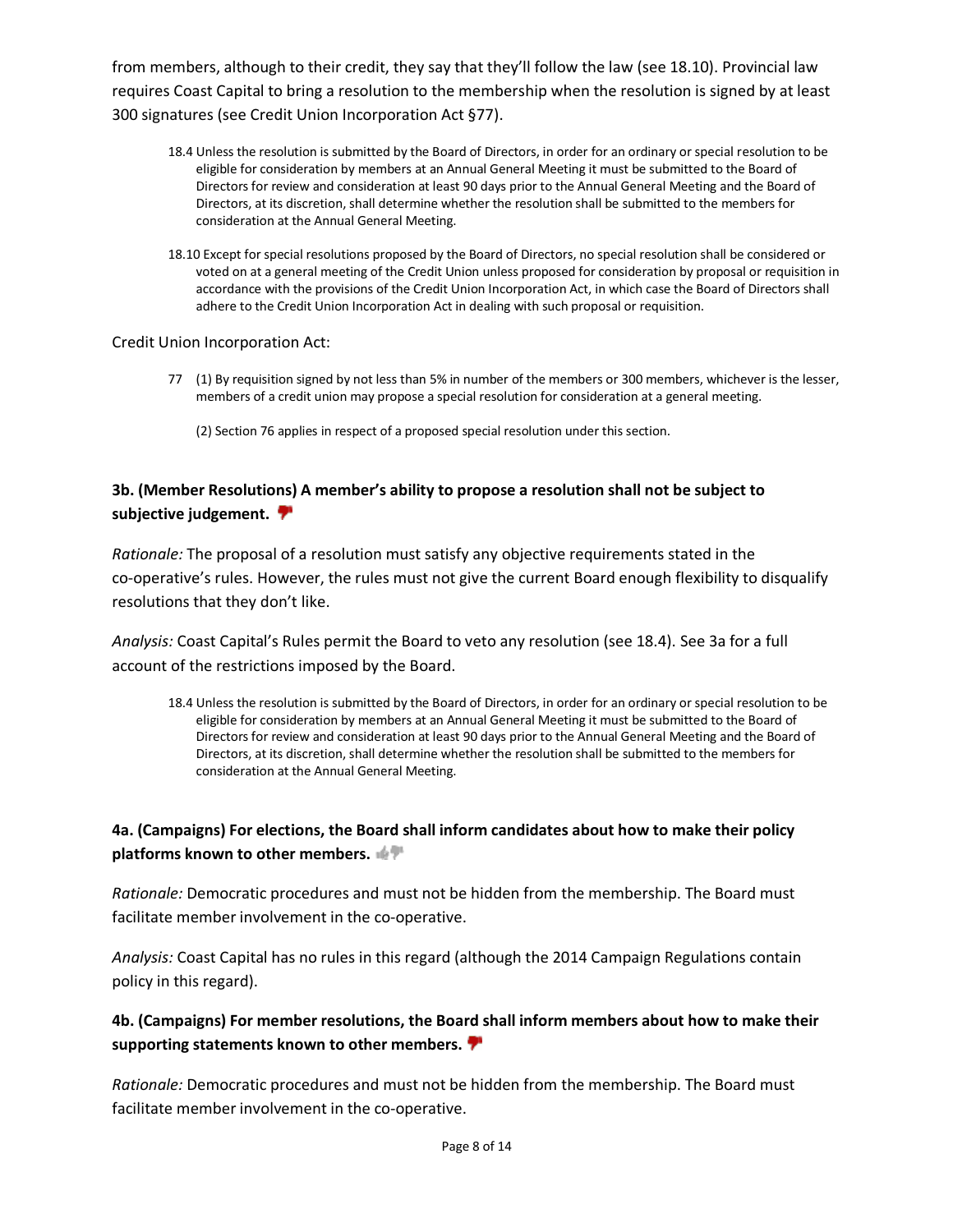from members, although to their credit, they say that they'll follow the law (see 18.10). Provincial law requires Coast Capital to bring a resolution to the membership when the resolution is signed by at least 300 signatures (see Credit Union Incorporation Act §77).

> 18.4 Unless the resolution is submitted by the Board of Directors, in order for an ordinary or special resolution to be eligible for consideration by members at an Annual General Meeting it must be submitted to the Board of Directors for review and consideration at least 90 days prior to the Annual General Meeting and the Board of Directors, at its discretion, shall determine whether the resolution shall be submitted to the members for consideration at the Annual General Meeting.
>
> 18.10 Except for special resolutions proposed by the Board of Directors, no special resolution shall be considered or voted on at a general meeting of the Credit Union unless proposed for consideration by proposal or requisition in accordance with the provisions of the Credit Union Incorporation Act, in which case the Board of Directors shall adhere to the Credit Union Incorporation Act in dealing with such proposal or requisition.

Credit Union Incorporation Act:

> 77 (1) By requisition signed by not less than 5% in number of the members or 300 members, whichever is the lesser, members of a credit union may propose a special resolution for consideration at a general meeting.
>
> (2) Section 76 applies in respect of a proposed special resolution under this section.

**3b. (Member Resolutions) A member's ability to propose a resolution shall not be subject to subjective judgement.**

*Rationale:* The proposal of a resolution must satisfy any objective requirements stated in the co-operative's rules. However, the rules must not give the current Board enough flexibility to disqualify resolutions that they don't like.

*Analysis:* Coast Capital's Rules permit the Board to veto any resolution (see 18.4). See 3a for a full account of the restrictions imposed by the Board.

> 18.4 Unless the resolution is submitted by the Board of Directors, in order for an ordinary or special resolution to be eligible for consideration by members at an Annual General Meeting it must be submitted to the Board of Directors for review and consideration at least 90 days prior to the Annual General Meeting and the Board of Directors, at its discretion, shall determine whether the resolution shall be submitted to the members for consideration at the Annual General Meeting.

**4a. (Campaigns) For elections, the Board shall inform candidates about how to make their policy platforms known to other members.**

*Rationale:* Democratic procedures and must not be hidden from the membership. The Board must facilitate member involvement in the co-operative.

*Analysis:* Coast Capital has no rules in this regard (although the 2014 Campaign Regulations contain policy in this regard).

**4b. (Campaigns) For member resolutions, the Board shall inform members about how to make their supporting statements known to other members.**

*Rationale:* Democratic procedures and must not be hidden from the membership. The Board must facilitate member involvement in the co-operative.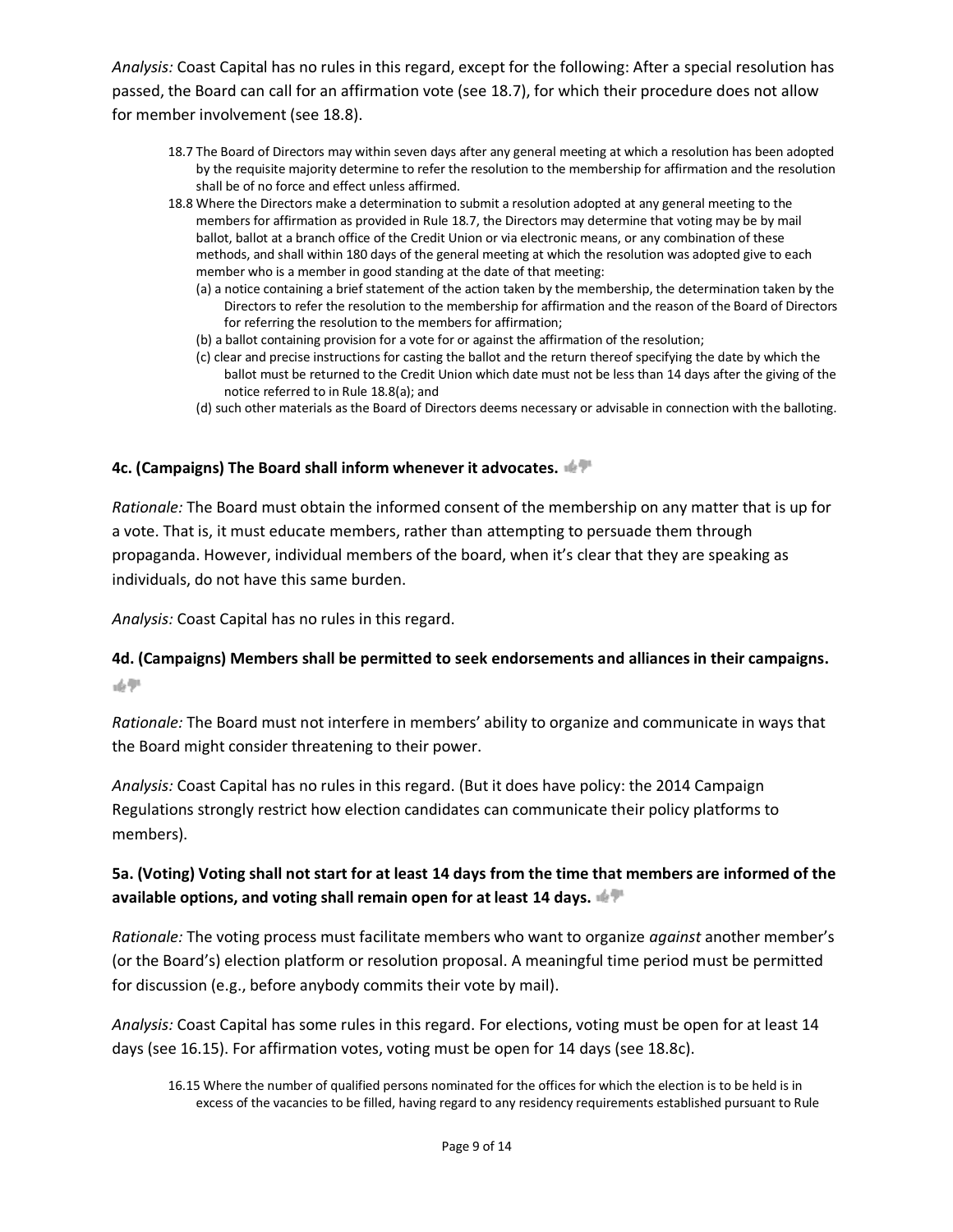*Analysis:* Coast Capital has no rules in this regard, except for the following: After a special resolution has passed, the Board can call for an affirmation vote (see 18.7), for which their procedure does not allow for member involvement (see 18.8).

> 18.7 The Board of Directors may within seven days after any general meeting at which a resolution has been adopted by the requisite majority determine to refer the resolution to the membership for affirmation and the resolution shall be of no force and effect unless affirmed.
>
> 18.8 Where the Directors make a determination to submit a resolution adopted at any general meeting to the members for affirmation as provided in Rule 18.7, the Directors may determine that voting may be by mail ballot, ballot at a branch office of the Credit Union or via electronic means, or any combination of these methods, and shall within 180 days of the general meeting at which the resolution was adopted give to each member who is a member in good standing at the date of that meeting:
>
> (a) a notice containing a brief statement of the action taken by the membership, the determination taken by the Directors to refer the resolution to the membership for affirmation and the reason of the Board of Directors for referring the resolution to the members for affirmation;
>
> (b) a ballot containing provision for a vote for or against the affirmation of the resolution;
>
> (c) clear and precise instructions for casting the ballot and the return thereof specifying the date by which the ballot must be returned to the Credit Union which date must not be less than 14 days after the giving of the notice referred to in Rule 18.8(a); and
>
> (d) such other materials as the Board of Directors deems necessary or advisable in connection with the balloting.

#### 4c. (Campaigns) The Board shall inform whenever it advocates.

*Rationale:* The Board must obtain the informed consent of the membership on any matter that is up for a vote. That is, it must educate members, rather than attempting to persuade them through propaganda. However, individual members of the board, when it's clear that they are speaking as individuals, do not have this same burden.

*Analysis:* Coast Capital has no rules in this regard.

#### 4d. (Campaigns) Members shall be permitted to seek endorsements and alliances in their campaigns.

*Rationale:* The Board must not interfere in members' ability to organize and communicate in ways that the Board might consider threatening to their power.

*Analysis:* Coast Capital has no rules in this regard. (But it does have policy: the 2014 Campaign Regulations strongly restrict how election candidates can communicate their policy platforms to members).

#### 5a. (Voting) Voting shall not start for at least 14 days from the time that members are informed of the available options, and voting shall remain open for at least 14 days.

*Rationale:* The voting process must facilitate members who want to organize *against* another member's (or the Board's) election platform or resolution proposal. A meaningful time period must be permitted for discussion (e.g., before anybody commits their vote by mail).

*Analysis:* Coast Capital has some rules in this regard. For elections, voting must be open for at least 14 days (see 16.15). For affirmation votes, voting must be open for 14 days (see 18.8c).

> 16.15 Where the number of qualified persons nominated for the offices for which the election is to be held is in excess of the vacancies to be filled, having regard to any residency requirements established pursuant to Rule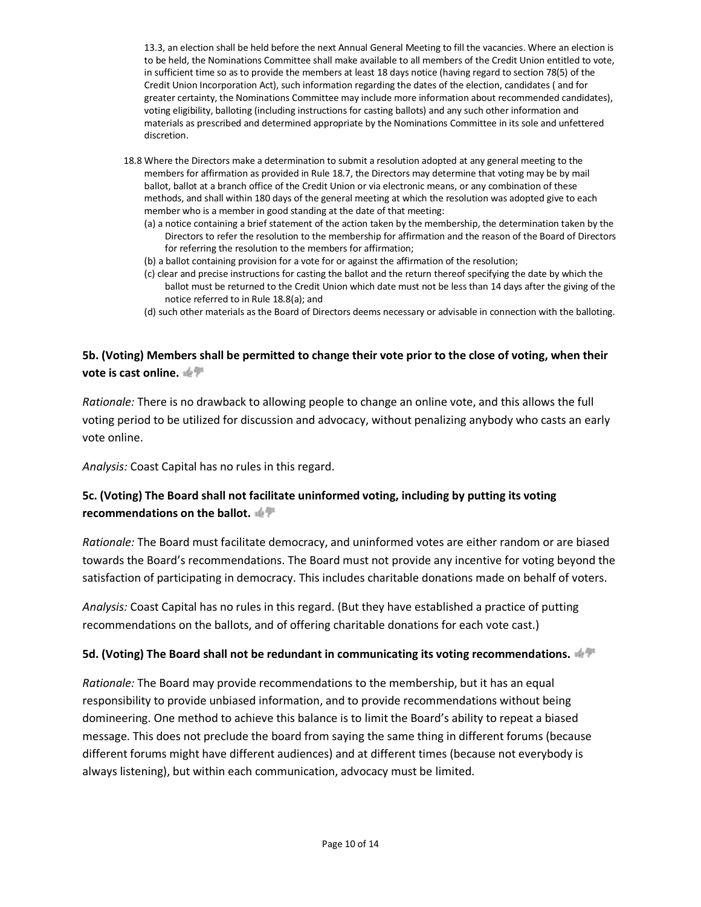13.3, an election shall be held before the next Annual General Meeting to fill the vacancies. Where an election is to be held, the Nominations Committee shall make available to all members of the Credit Union entitled to vote, in sufficient time so as to provide the members at least 18 days notice (having regard to section 78(5) of the Credit Union Incorporation Act), such information regarding the dates of the election, candidates ( and for greater certainty, the Nominations Committee may include more information about recommended candidates), voting eligibility, balloting (including instructions for casting ballots) and any such other information and materials as prescribed and determined appropriate by the Nominations Committee in its sole and unfettered discretion.

18.8 Where the Directors make a determination to submit a resolution adopted at any general meeting to the members for affirmation as provided in Rule 18.7, the Directors may determine that voting may be by mail ballot, ballot at a branch office of the Credit Union or via electronic means, or any combination of these methods, and shall within 180 days of the general meeting at which the resolution was adopted give to each member who is a member in good standing at the date of that meeting:

(a) a notice containing a brief statement of the action taken by the membership, the determination taken by the Directors to refer the resolution to the membership for affirmation and the reason of the Board of Directors for referring the resolution to the members for affirmation;
(b) a ballot containing provision for a vote for or against the affirmation of the resolution;
(c) clear and precise instructions for casting the ballot and the return thereof specifying the date by which the ballot must be returned to the Credit Union which date must not be less than 14 days after the giving of the notice referred to in Rule 18.8(a); and
(d) such other materials as the Board of Directors deems necessary or advisable in connection with the balloting.

### 5b. (Voting) Members shall be permitted to change their vote prior to the close of voting, when their vote is cast online.

*Rationale:* There is no drawback to allowing people to change an online vote, and this allows the full voting period to be utilized for discussion and advocacy, without penalizing anybody who casts an early vote online.

*Analysis:* Coast Capital has no rules in this regard.

### 5c. (Voting) The Board shall not facilitate uninformed voting, including by putting its voting recommendations on the ballot.

*Rationale:* The Board must facilitate democracy, and uninformed votes are either random or are biased towards the Board's recommendations. The Board must not provide any incentive for voting beyond the satisfaction of participating in democracy. This includes charitable donations made on behalf of voters.

*Analysis:* Coast Capital has no rules in this regard. (But they have established a practice of putting recommendations on the ballots, and of offering charitable donations for each vote cast.)

### 5d. (Voting) The Board shall not be redundant in communicating its voting recommendations.

*Rationale:* The Board may provide recommendations to the membership, but it has an equal responsibility to provide unbiased information, and to provide recommendations without being domineering. One method to achieve this balance is to limit the Board's ability to repeat a biased message. This does not preclude the board from saying the same thing in different forums (because different forums might have different audiences) and at different times (because not everybody is always listening), but within each communication, advocacy must be limited.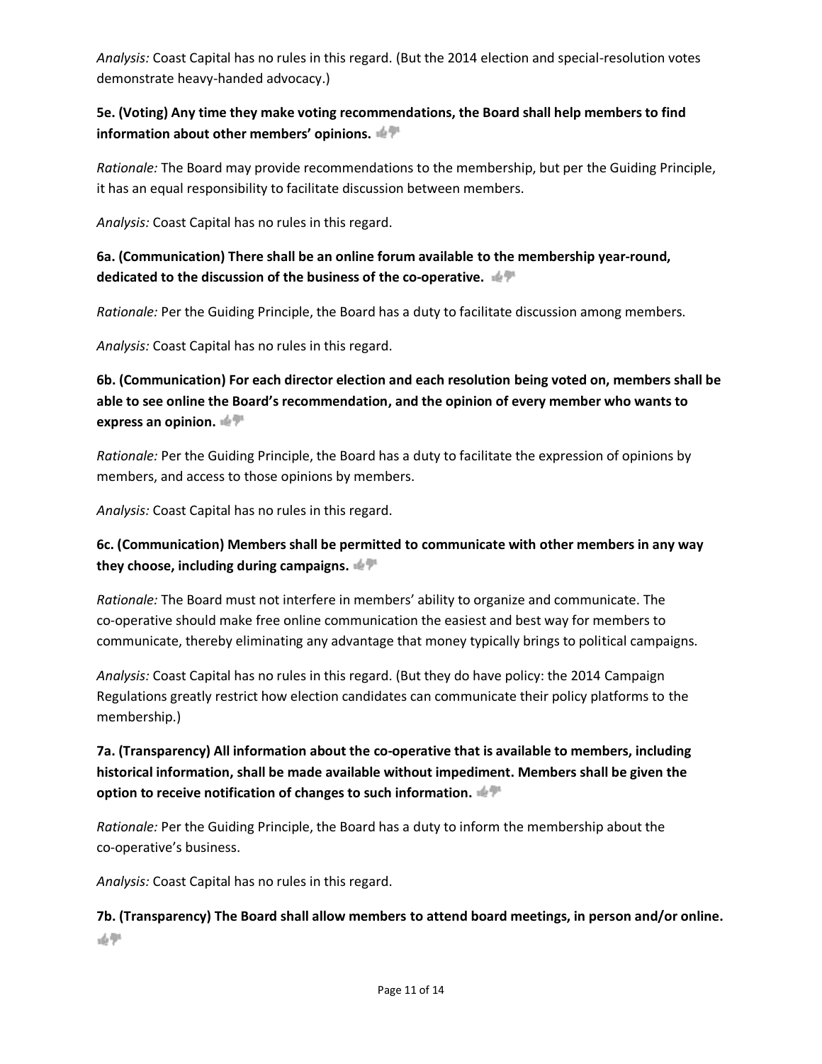*Analysis:* Coast Capital has no rules in this regard. (But the 2014 election and special-resolution votes demonstrate heavy-handed advocacy.)

**5e. (Voting) Any time they make voting recommendations, the Board shall help members to find information about other members' opinions.**

*Rationale:* The Board may provide recommendations to the membership, but per the Guiding Principle, it has an equal responsibility to facilitate discussion between members.

*Analysis:* Coast Capital has no rules in this regard.

**6a. (Communication) There shall be an online forum available to the membership year-round, dedicated to the discussion of the business of the co-operative.**

*Rationale:* Per the Guiding Principle, the Board has a duty to facilitate discussion among members.

*Analysis:* Coast Capital has no rules in this regard.

**6b. (Communication) For each director election and each resolution being voted on, members shall be able to see online the Board's recommendation, and the opinion of every member who wants to express an opinion.**

*Rationale:* Per the Guiding Principle, the Board has a duty to facilitate the expression of opinions by members, and access to those opinions by members.

*Analysis:* Coast Capital has no rules in this regard.

**6c. (Communication) Members shall be permitted to communicate with other members in any way they choose, including during campaigns.**

*Rationale:* The Board must not interfere in members' ability to organize and communicate. The co-operative should make free online communication the easiest and best way for members to communicate, thereby eliminating any advantage that money typically brings to political campaigns.

*Analysis:* Coast Capital has no rules in this regard. (But they do have policy: the 2014 Campaign Regulations greatly restrict how election candidates can communicate their policy platforms to the membership.)

**7a. (Transparency) All information about the co-operative that is available to members, including historical information, shall be made available without impediment. Members shall be given the option to receive notification of changes to such information.**

*Rationale:* Per the Guiding Principle, the Board has a duty to inform the membership about the co-operative's business.

*Analysis:* Coast Capital has no rules in this regard.

**7b. (Transparency) The Board shall allow members to attend board meetings, in person and/or online.**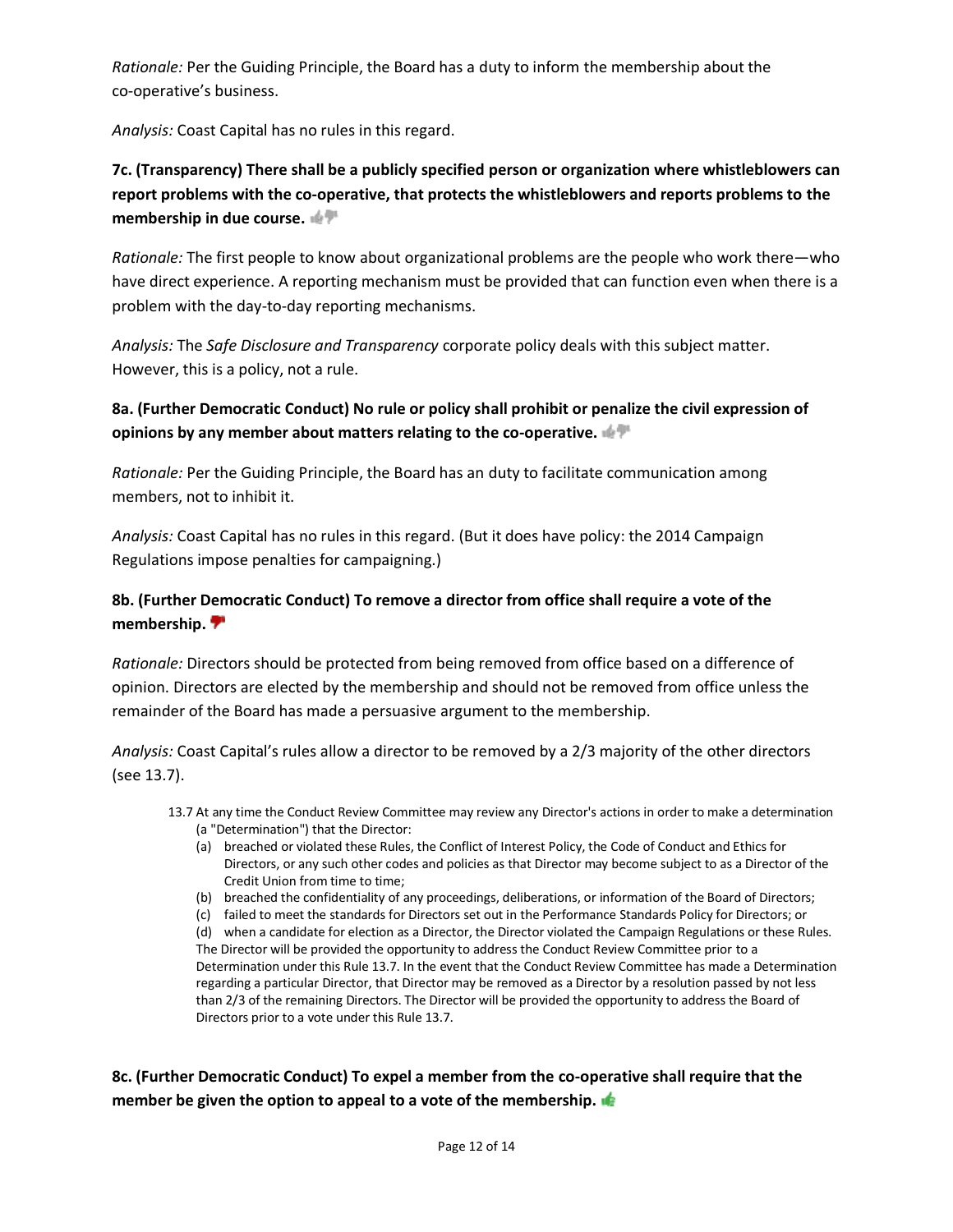*Rationale:* Per the Guiding Principle, the Board has a duty to inform the membership about the co-operative's business.

*Analysis:* Coast Capital has no rules in this regard.

**7c. (Transparency) There shall be a publicly specified person or organization where whistleblowers can report problems with the co-operative, that protects the whistleblowers and reports problems to the membership in due course.**

*Rationale:* The first people to know about organizational problems are the people who work there—who have direct experience. A reporting mechanism must be provided that can function even when there is a problem with the day-to-day reporting mechanisms.

*Analysis:* The *Safe Disclosure and Transparency* corporate policy deals with this subject matter. However, this is a policy, not a rule.

**8a. (Further Democratic Conduct) No rule or policy shall prohibit or penalize the civil expression of opinions by any member about matters relating to the co-operative.**

*Rationale:* Per the Guiding Principle, the Board has an duty to facilitate communication among members, not to inhibit it.

*Analysis:* Coast Capital has no rules in this regard. (But it does have policy: the 2014 Campaign Regulations impose penalties for campaigning.)

**8b. (Further Democratic Conduct) To remove a director from office shall require a vote of the membership.**

*Rationale:* Directors should be protected from being removed from office based on a difference of opinion. Directors are elected by the membership and should not be removed from office unless the remainder of the Board has made a persuasive argument to the membership.

*Analysis:* Coast Capital's rules allow a director to be removed by a 2/3 majority of the other directors (see 13.7).

> 13.7 At any time the Conduct Review Committee may review any Director's actions in order to make a determination (a "Determination") that the Director:
>
> (a) breached or violated these Rules, the Conflict of Interest Policy, the Code of Conduct and Ethics for Directors, or any such other codes and policies as that Director may become subject to as a Director of the Credit Union from time to time;
>
> (b) breached the confidentiality of any proceedings, deliberations, or information of the Board of Directors;
>
> (c) failed to meet the standards for Directors set out in the Performance Standards Policy for Directors; or
>
> (d) when a candidate for election as a Director, the Director violated the Campaign Regulations or these Rules.
>
> The Director will be provided the opportunity to address the Conduct Review Committee prior to a Determination under this Rule 13.7. In the event that the Conduct Review Committee has made a Determination regarding a particular Director, that Director may be removed as a Director by a resolution passed by not less than 2/3 of the remaining Directors. The Director will be provided the opportunity to address the Board of Directors prior to a vote under this Rule 13.7.

**8c. (Further Democratic Conduct) To expel a member from the co-operative shall require that the member be given the option to appeal to a vote of the membership.**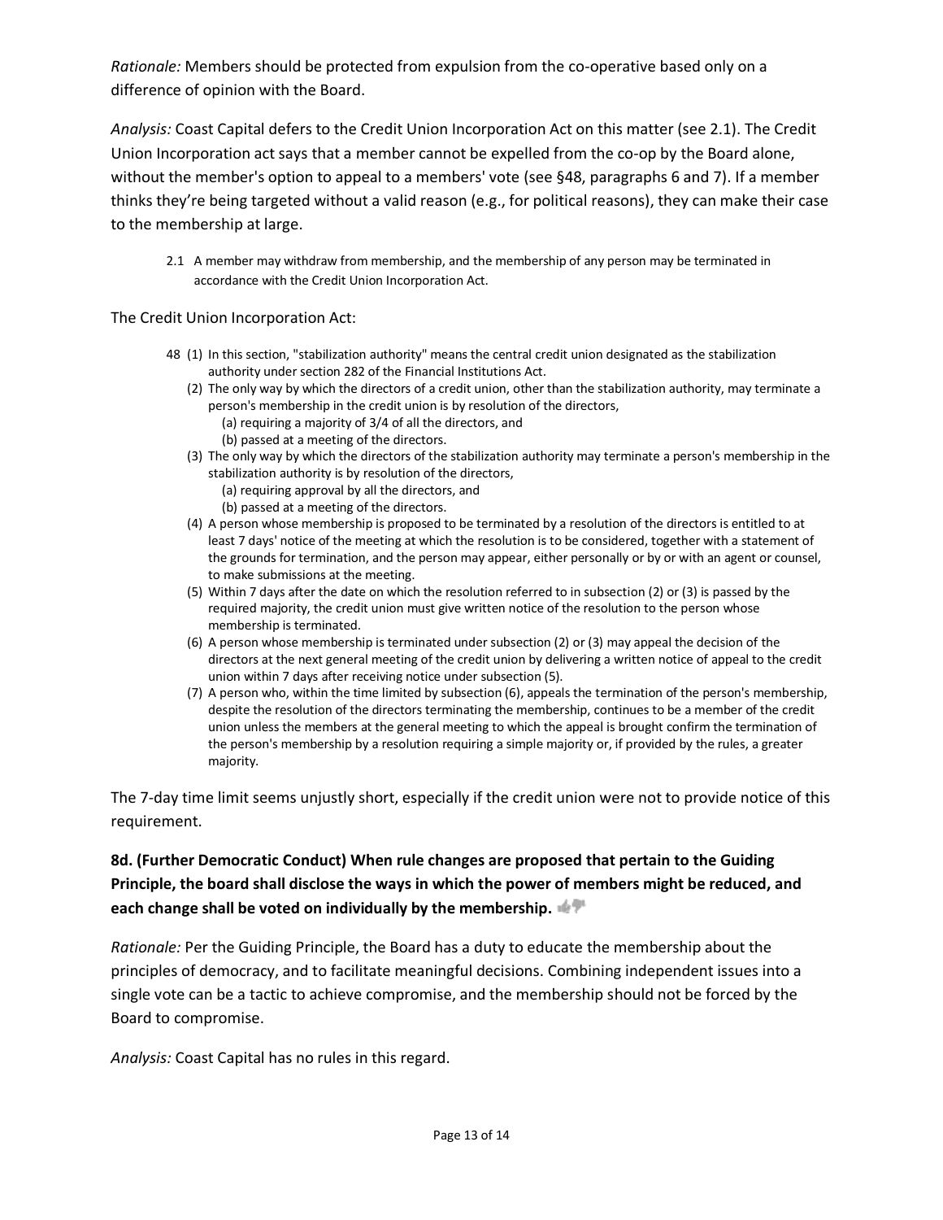*Rationale:* Members should be protected from expulsion from the co-operative based only on a difference of opinion with the Board.

*Analysis:* Coast Capital defers to the Credit Union Incorporation Act on this matter (see 2.1). The Credit Union Incorporation act says that a member cannot be expelled from the co-op by the Board alone, without the member's option to appeal to a members' vote (see §48, paragraphs 6 and 7). If a member thinks they're being targeted without a valid reason (e.g., for political reasons), they can make their case to the membership at large.

> 2.1 A member may withdraw from membership, and the membership of any person may be terminated in accordance with the Credit Union Incorporation Act.

The Credit Union Incorporation Act:

> 48 (1) In this section, "stabilization authority" means the central credit union designated as the stabilization authority under section 282 of the Financial Institutions Act.
>
> (2) The only way by which the directors of a credit union, other than the stabilization authority, may terminate a person's membership in the credit union is by resolution of the directors,
> (a) requiring a majority of 3/4 of all the directors, and
> (b) passed at a meeting of the directors.
>
> (3) The only way by which the directors of the stabilization authority may terminate a person's membership in the stabilization authority is by resolution of the directors,
> (a) requiring approval by all the directors, and
> (b) passed at a meeting of the directors.
>
> (4) A person whose membership is proposed to be terminated by a resolution of the directors is entitled to at least 7 days' notice of the meeting at which the resolution is to be considered, together with a statement of the grounds for termination, and the person may appear, either personally or by or with an agent or counsel, to make submissions at the meeting.
>
> (5) Within 7 days after the date on which the resolution referred to in subsection (2) or (3) is passed by the required majority, the credit union must give written notice of the resolution to the person whose membership is terminated.
>
> (6) A person whose membership is terminated under subsection (2) or (3) may appeal the decision of the directors at the next general meeting of the credit union by delivering a written notice of appeal to the credit union within 7 days after receiving notice under subsection (5).
>
> (7) A person who, within the time limited by subsection (6), appeals the termination of the person's membership, despite the resolution of the directors terminating the membership, continues to be a member of the credit union unless the members at the general meeting to which the appeal is brought confirm the termination of the person's membership by a resolution requiring a simple majority or, if provided by the rules, a greater majority.

The 7-day time limit seems unjustly short, especially if the credit union were not to provide notice of this requirement.

**8d. (Further Democratic Conduct) When rule changes are proposed that pertain to the Guiding Principle, the board shall disclose the ways in which the power of members might be reduced, and each change shall be voted on individually by the membership.**

*Rationale:* Per the Guiding Principle, the Board has a duty to educate the membership about the principles of democracy, and to facilitate meaningful decisions. Combining independent issues into a single vote can be a tactic to achieve compromise, and the membership should not be forced by the Board to compromise.

*Analysis:* Coast Capital has no rules in this regard.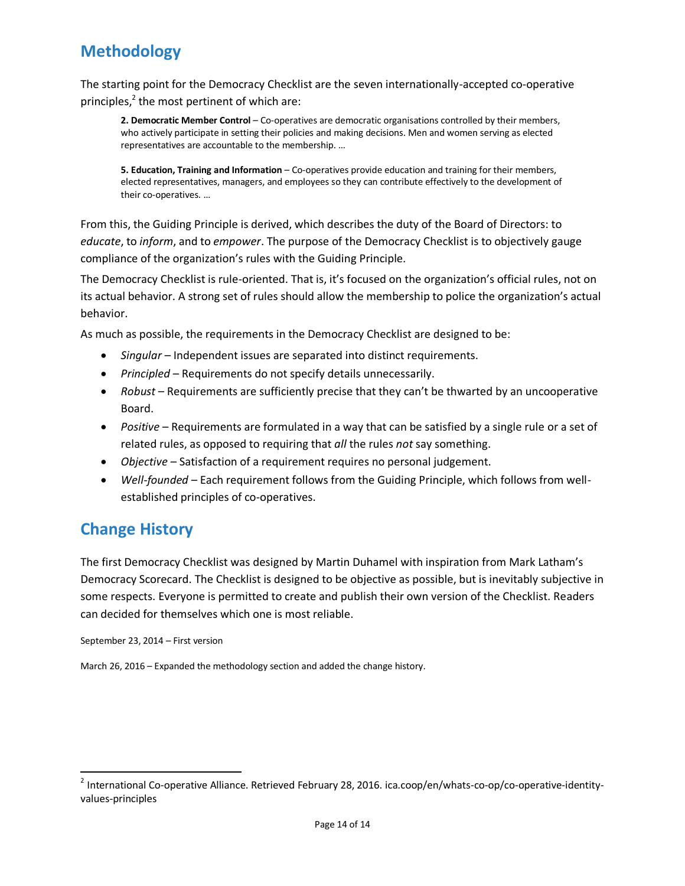## Methodology

The starting point for the Democracy Checklist are the seven internationally-accepted co-operative principles,[2] the most pertinent of which are:

> **2. Democratic Member Control** – Co-operatives are democratic organisations controlled by their members, who actively participate in setting their policies and making decisions. Men and women serving as elected representatives are accountable to the membership. …
>
> **5. Education, Training and Information** – Co-operatives provide education and training for their members, elected representatives, managers, and employees so they can contribute effectively to the development of their co-operatives. …

From this, the Guiding Principle is derived, which describes the duty of the Board of Directors: to *educate*, to *inform*, and to *empower*. The purpose of the Democracy Checklist is to objectively gauge compliance of the organization's rules with the Guiding Principle.

The Democracy Checklist is rule-oriented. That is, it's focused on the organization's official rules, not on its actual behavior. A strong set of rules should allow the membership to police the organization's actual behavior.

As much as possible, the requirements in the Democracy Checklist are designed to be:

- *Singular* – Independent issues are separated into distinct requirements.
- *Principled* – Requirements do not specify details unnecessarily.
- *Robust* – Requirements are sufficiently precise that they can't be thwarted by an uncooperative Board.
- *Positive* – Requirements are formulated in a way that can be satisfied by a single rule or a set of related rules, as opposed to requiring that *all* the rules *not* say something.
- *Objective* – Satisfaction of a requirement requires no personal judgement.
- *Well-founded* – Each requirement follows from the Guiding Principle, which follows from well-established principles of co-operatives.

## Change History

The first Democracy Checklist was designed by Martin Duhamel with inspiration from Mark Latham's Democracy Scorecard. The Checklist is designed to be objective as possible, but is inevitably subjective in some respects. Everyone is permitted to create and publish their own version of the Checklist. Readers can decided for themselves which one is most reliable.

September 23, 2014 – First version

March 26, 2016 – Expanded the methodology section and added the change history.

---

[2] International Co-operative Alliance. Retrieved February 28, 2016. ica.coop/en/whats-co-op/co-operative-identity-values-principles